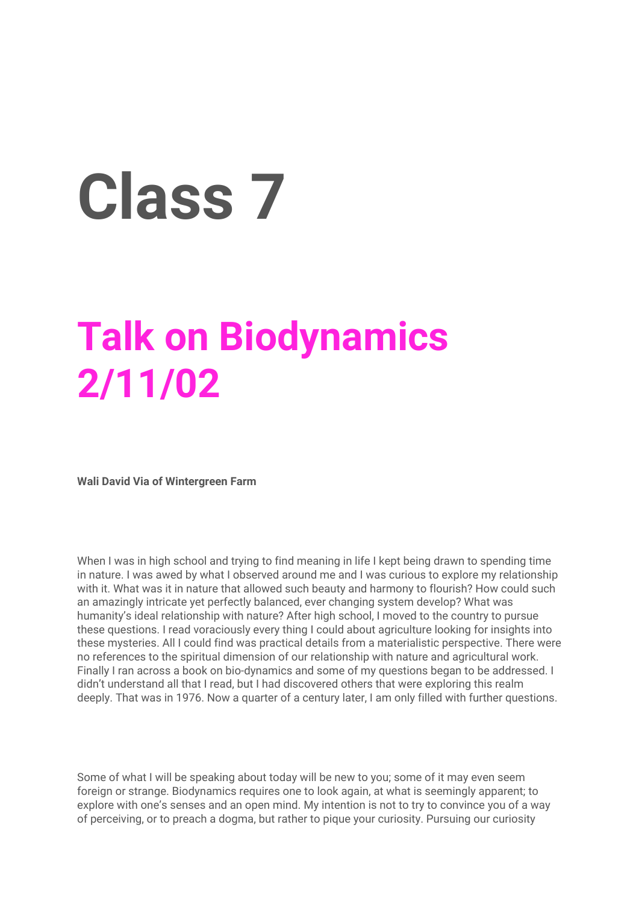# Class 7

## Talk on Biodynamics 2/11/02

**Wali David Via of Wintergreen Farm**

When I was in high school and trying to find meaning in life I kept being drawn to spending time in nature. I was awed by what I observed around me and I was curious to explore my relationship with it. What was it in nature that allowed such beauty and harmony to flourish? How could such an amazingly intricate yet perfectly balanced, ever changing system develop? What was humanity's ideal relationship with nature? After high school, I moved to the country to pursue these questions. I read voraciously every thing I could about agriculture looking for insights into these mysteries. All I could find was practical details from a materialistic perspective. There were no references to the spiritual dimension of our relationship with nature and agricultural work. Finally I ran across a book on bio-dynamics and some of my questions began to be addressed. I didn't understand all that I read, but I had discovered others that were exploring this realm deeply. That was in 1976. Now a quarter of a century later, I am only filled with further questions.

Some of what I will be speaking about today will be new to you; some of it may even seem foreign or strange. Biodynamics requires one to look again, at what is seemingly apparent; to explore with one's senses and an open mind. My intention is not to try to convince you of a way of perceiving, or to preach a dogma, but rather to pique your curiosity. Pursuing our curiosity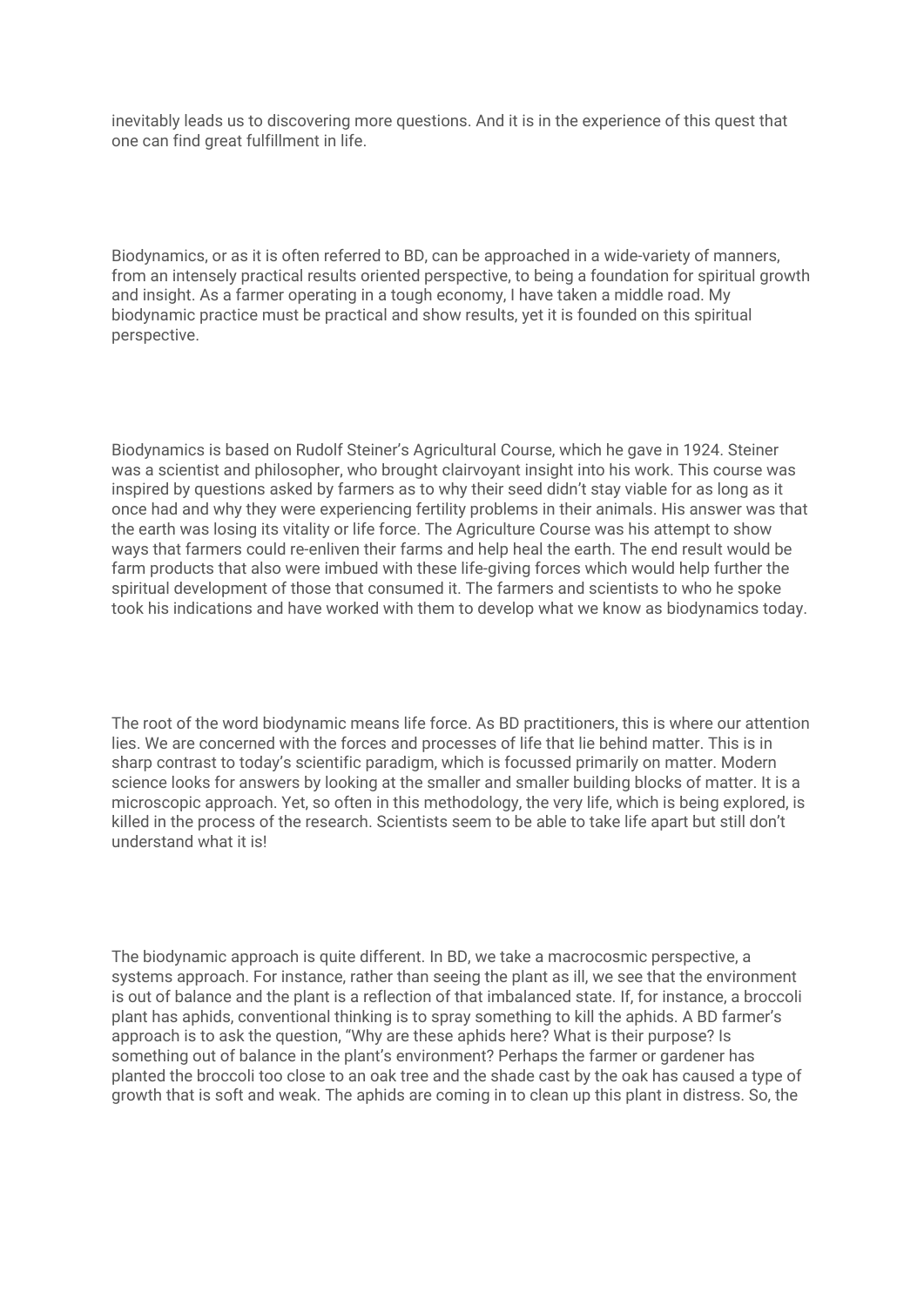inevitably leads us to discovering more questions. And it is in the experience of this quest that one can find great fulfillment in life.

Biodynamics, or as it is often referred to BD, can be approached in a wide-variety of manners, from an intensely practical results oriented perspective, to being a foundation for spiritual growth and insight. As a farmer operating in a tough economy, I have taken a middle road. My biodynamic practice must be practical and show results, yet it is founded on this spiritual perspective.

Biodynamics is based on Rudolf Steiner's Agricultural Course, which he gave in 1924. Steiner was a scientist and philosopher, who brought clairvoyant insight into his work. This course was inspired by questions asked by farmers as to why their seed didn't stay viable for as long as it once had and why they were experiencing fertility problems in their animals. His answer was that the earth was losing its vitality or life force. The Agriculture Course was his attempt to show ways that farmers could re-enliven their farms and help heal the earth. The end result would be farm products that also were imbued with these life-giving forces which would help further the spiritual development of those that consumed it. The farmers and scientists to who he spoke took his indications and have worked with them to develop what we know as biodynamics today.

The root of the word biodynamic means life force. As BD practitioners, this is where our attention lies. We are concerned with the forces and processes of life that lie behind matter. This is in sharp contrast to today's scientific paradigm, which is focussed primarily on matter. Modern science looks for answers by looking at the smaller and smaller building blocks of matter. It is a microscopic approach. Yet, so often in this methodology, the very life, which is being explored, is killed in the process of the research. Scientists seem to be able to take life apart but still don't understand what it is!

The biodynamic approach is quite different. In BD, we take a macrocosmic perspective, a systems approach. For instance, rather than seeing the plant as ill, we see that the environment is out of balance and the plant is a reflection of that imbalanced state. If, for instance, a broccoli plant has aphids, conventional thinking is to spray something to kill the aphids. A BD farmer's approach is to ask the question, "Why are these aphids here? What is their purpose? Is something out of balance in the plant's environment? Perhaps the farmer or gardener has planted the broccoli too close to an oak tree and the shade cast by the oak has caused a type of growth that is soft and weak. The aphids are coming in to clean up this plant in distress. So, the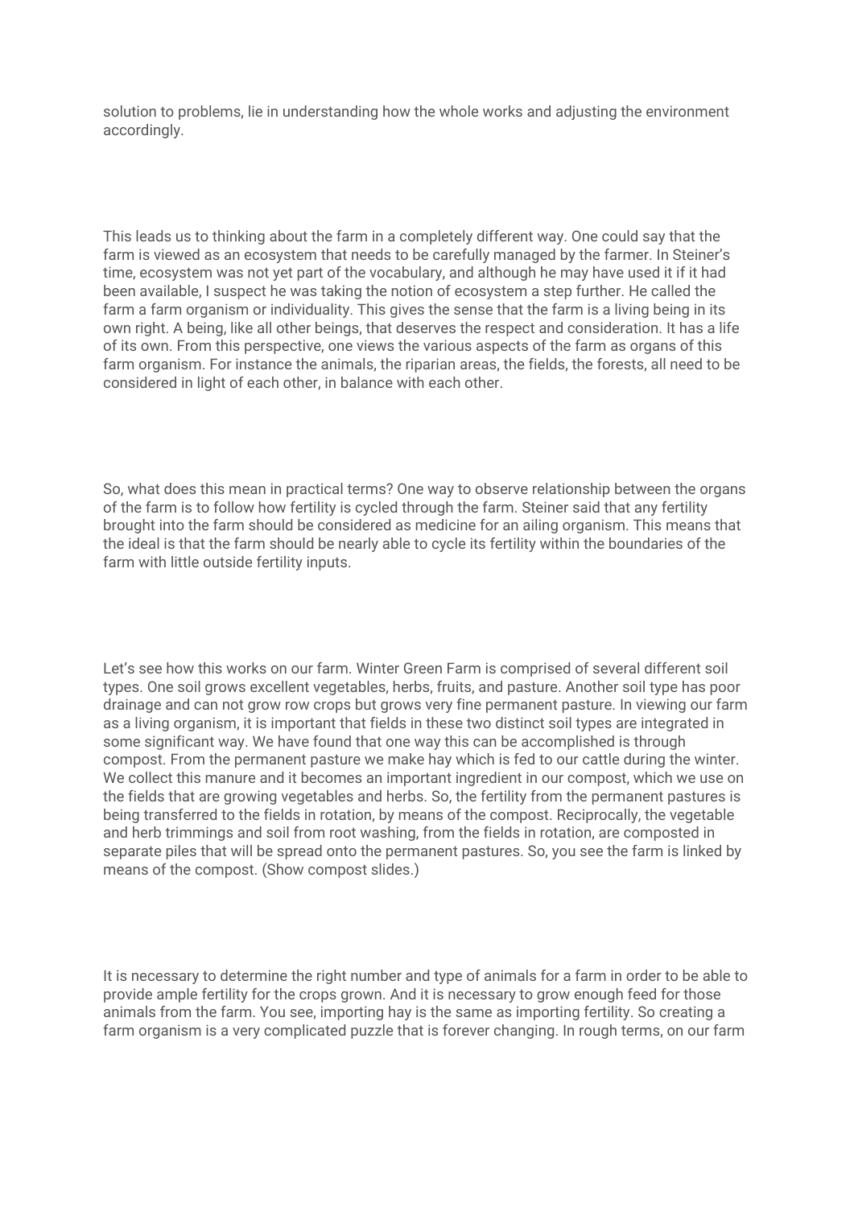solution to problems, lie in understanding how the whole works and adjusting the environment accordingly.

This leads us to thinking about the farm in a completely different way. One could say that the farm is viewed as an ecosystem that needs to be carefully managed by the farmer. In Steiner's time, ecosystem was not yet part of the vocabulary, and although he may have used it if it had been available, I suspect he was taking the notion of ecosystem a step further. He called the farm a farm organism or individuality. This gives the sense that the farm is a living being in its own right. A being, like all other beings, that deserves the respect and consideration. It has a life of its own. From this perspective, one views the various aspects of the farm as organs of this farm organism. For instance the animals, the riparian areas, the fields, the forests, all need to be considered in light of each other, in balance with each other.

So, what does this mean in practical terms? One way to observe relationship between the organs of the farm is to follow how fertility is cycled through the farm. Steiner said that any fertility brought into the farm should be considered as medicine for an ailing organism. This means that the ideal is that the farm should be nearly able to cycle its fertility within the boundaries of the farm with little outside fertility inputs.

Let's see how this works on our farm. Winter Green Farm is comprised of several different soil types. One soil grows excellent vegetables, herbs, fruits, and pasture. Another soil type has poor drainage and can not grow row crops but grows very fine permanent pasture. In viewing our farm as a living organism, it is important that fields in these two distinct soil types are integrated in some significant way. We have found that one way this can be accomplished is through compost. From the permanent pasture we make hay which is fed to our cattle during the winter. We collect this manure and it becomes an important ingredient in our compost, which we use on the fields that are growing vegetables and herbs. So, the fertility from the permanent pastures is being transferred to the fields in rotation, by means of the compost. Reciprocally, the vegetable and herb trimmings and soil from root washing, from the fields in rotation, are composted in separate piles that will be spread onto the permanent pastures. So, you see the farm is linked by means of the compost. (Show compost slides.)

It is necessary to determine the right number and type of animals for a farm in order to be able to provide ample fertility for the crops grown. And it is necessary to grow enough feed for those animals from the farm. You see, importing hay is the same as importing fertility. So creating a farm organism is a very complicated puzzle that is forever changing. In rough terms, on our farm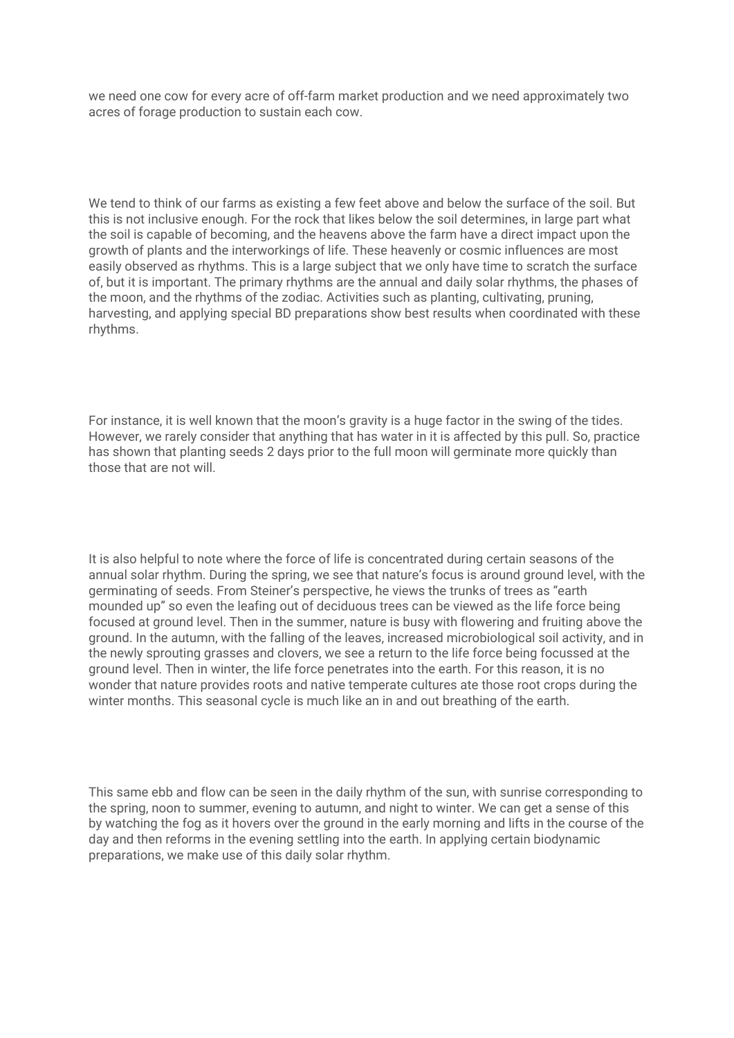we need one cow for every acre of off-farm market production and we need approximately two acres of forage production to sustain each cow.

We tend to think of our farms as existing a few feet above and below the surface of the soil. But this is not inclusive enough. For the rock that likes below the soil determines, in large part what the soil is capable of becoming, and the heavens above the farm have a direct impact upon the growth of plants and the interworkings of life. These heavenly or cosmic influences are most easily observed as rhythms. This is a large subject that we only have time to scratch the surface of, but it is important. The primary rhythms are the annual and daily solar rhythms, the phases of the moon, and the rhythms of the zodiac. Activities such as planting, cultivating, pruning, harvesting, and applying special BD preparations show best results when coordinated with these rhythms.

For instance, it is well known that the moon's gravity is a huge factor in the swing of the tides. However, we rarely consider that anything that has water in it is affected by this pull. So, practice has shown that planting seeds 2 days prior to the full moon will germinate more quickly than those that are not will.

It is also helpful to note where the force of life is concentrated during certain seasons of the annual solar rhythm. During the spring, we see that nature's focus is around ground level, with the germinating of seeds. From Steiner's perspective, he views the trunks of trees as "earth mounded up" so even the leafing out of deciduous trees can be viewed as the life force being focused at ground level. Then in the summer, nature is busy with flowering and fruiting above the ground. In the autumn, with the falling of the leaves, increased microbiological soil activity, and in the newly sprouting grasses and clovers, we see a return to the life force being focussed at the ground level. Then in winter, the life force penetrates into the earth. For this reason, it is no wonder that nature provides roots and native temperate cultures ate those root crops during the winter months. This seasonal cycle is much like an in and out breathing of the earth.

This same ebb and flow can be seen in the daily rhythm of the sun, with sunrise corresponding to the spring, noon to summer, evening to autumn, and night to winter. We can get a sense of this by watching the fog as it hovers over the ground in the early morning and lifts in the course of the day and then reforms in the evening settling into the earth. In applying certain biodynamic preparations, we make use of this daily solar rhythm.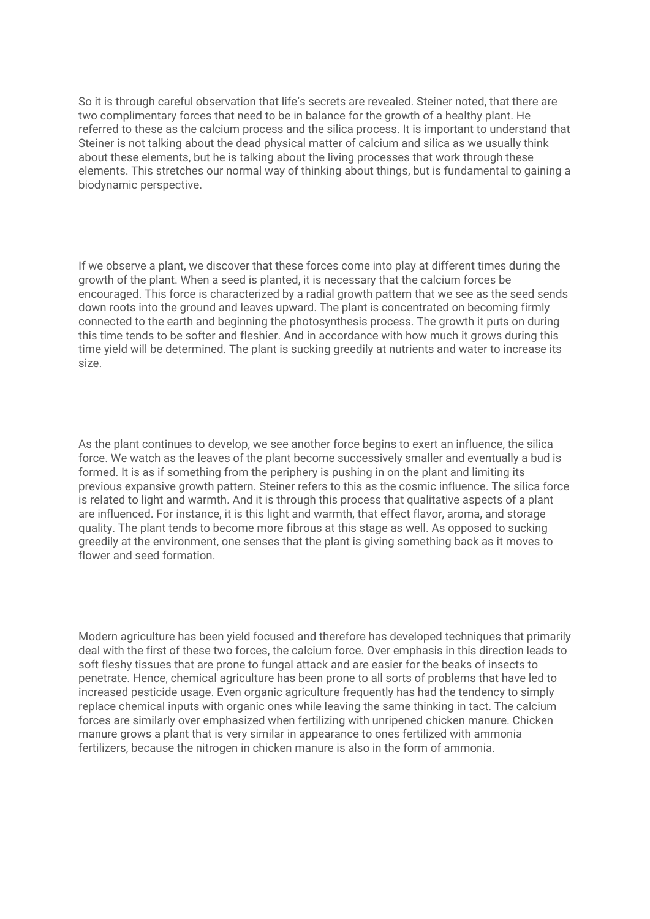So it is through careful observation that life's secrets are revealed. Steiner noted, that there are two complimentary forces that need to be in balance for the growth of a healthy plant. He referred to these as the calcium process and the silica process. It is important to understand that Steiner is not talking about the dead physical matter of calcium and silica as we usually think about these elements, but he is talking about the living processes that work through these elements. This stretches our normal way of thinking about things, but is fundamental to gaining a biodynamic perspective.

If we observe a plant, we discover that these forces come into play at different times during the growth of the plant. When a seed is planted, it is necessary that the calcium forces be encouraged. This force is characterized by a radial growth pattern that we see as the seed sends down roots into the ground and leaves upward. The plant is concentrated on becoming firmly connected to the earth and beginning the photosynthesis process. The growth it puts on during this time tends to be softer and fleshier. And in accordance with how much it grows during this time yield will be determined. The plant is sucking greedily at nutrients and water to increase its size.

As the plant continues to develop, we see another force begins to exert an influence, the silica force. We watch as the leaves of the plant become successively smaller and eventually a bud is formed. It is as if something from the periphery is pushing in on the plant and limiting its previous expansive growth pattern. Steiner refers to this as the cosmic influence. The silica force is related to light and warmth. And it is through this process that qualitative aspects of a plant are influenced. For instance, it is this light and warmth, that effect flavor, aroma, and storage quality. The plant tends to become more fibrous at this stage as well. As opposed to sucking greedily at the environment, one senses that the plant is giving something back as it moves to flower and seed formation.

Modern agriculture has been yield focused and therefore has developed techniques that primarily deal with the first of these two forces, the calcium force. Over emphasis in this direction leads to soft fleshy tissues that are prone to fungal attack and are easier for the beaks of insects to penetrate. Hence, chemical agriculture has been prone to all sorts of problems that have led to increased pesticide usage. Even organic agriculture frequently has had the tendency to simply replace chemical inputs with organic ones while leaving the same thinking in tact. The calcium forces are similarly over emphasized when fertilizing with unripened chicken manure. Chicken manure grows a plant that is very similar in appearance to ones fertilized with ammonia fertilizers, because the nitrogen in chicken manure is also in the form of ammonia.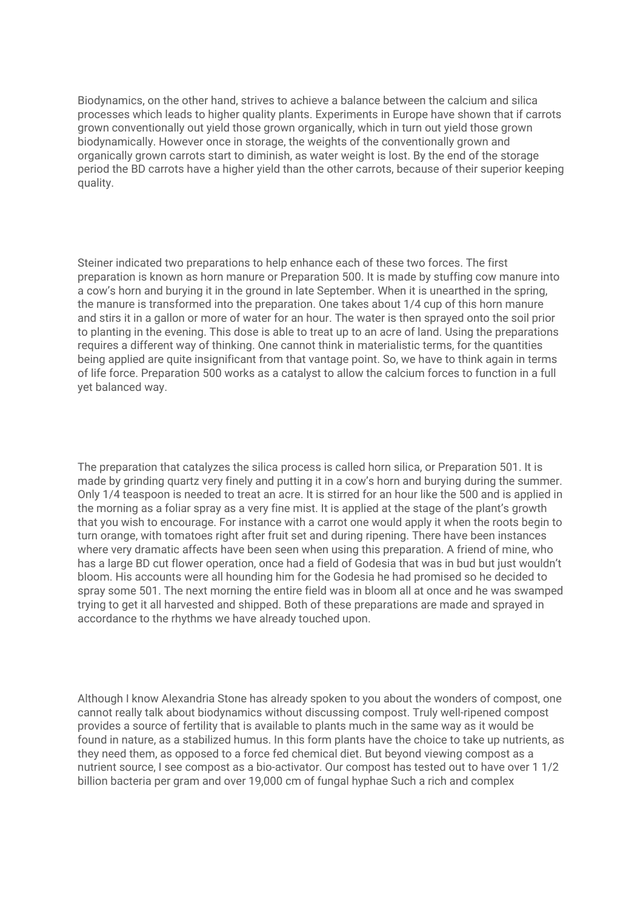Biodynamics, on the other hand, strives to achieve a balance between the calcium and silica processes which leads to higher quality plants. Experiments in Europe have shown that if carrots grown conventionally out yield those grown organically, which in turn out yield those grown biodynamically. However once in storage, the weights of the conventionally grown and organically grown carrots start to diminish, as water weight is lost. By the end of the storage period the BD carrots have a higher yield than the other carrots, because of their superior keeping quality.

Steiner indicated two preparations to help enhance each of these two forces. The first preparation is known as horn manure or Preparation 500. It is made by stuffing cow manure into a cow's horn and burying it in the ground in late September. When it is unearthed in the spring, the manure is transformed into the preparation. One takes about 1/4 cup of this horn manure and stirs it in a gallon or more of water for an hour. The water is then sprayed onto the soil prior to planting in the evening. This dose is able to treat up to an acre of land. Using the preparations requires a different way of thinking. One cannot think in materialistic terms, for the quantities being applied are quite insignificant from that vantage point. So, we have to think again in terms of life force. Preparation 500 works as a catalyst to allow the calcium forces to function in a full yet balanced way.

The preparation that catalyzes the silica process is called horn silica, or Preparation 501. It is made by grinding quartz very finely and putting it in a cow's horn and burying during the summer. Only 1/4 teaspoon is needed to treat an acre. It is stirred for an hour like the 500 and is applied in the morning as a foliar spray as a very fine mist. It is applied at the stage of the plant's growth that you wish to encourage. For instance with a carrot one would apply it when the roots begin to turn orange, with tomatoes right after fruit set and during ripening. There have been instances where very dramatic affects have been seen when using this preparation. A friend of mine, who has a large BD cut flower operation, once had a field of Godesia that was in bud but just wouldn't bloom. His accounts were all hounding him for the Godesia he had promised so he decided to spray some 501. The next morning the entire field was in bloom all at once and he was swamped trying to get it all harvested and shipped. Both of these preparations are made and sprayed in accordance to the rhythms we have already touched upon.

Although I know Alexandria Stone has already spoken to you about the wonders of compost, one cannot really talk about biodynamics without discussing compost. Truly well-ripened compost provides a source of fertility that is available to plants much in the same way as it would be found in nature, as a stabilized humus. In this form plants have the choice to take up nutrients, as they need them, as opposed to a force fed chemical diet. But beyond viewing compost as a nutrient source, I see compost as a bio-activator. Our compost has tested out to have over 1 1/2 billion bacteria per gram and over 19,000 cm of fungal hyphae Such a rich and complex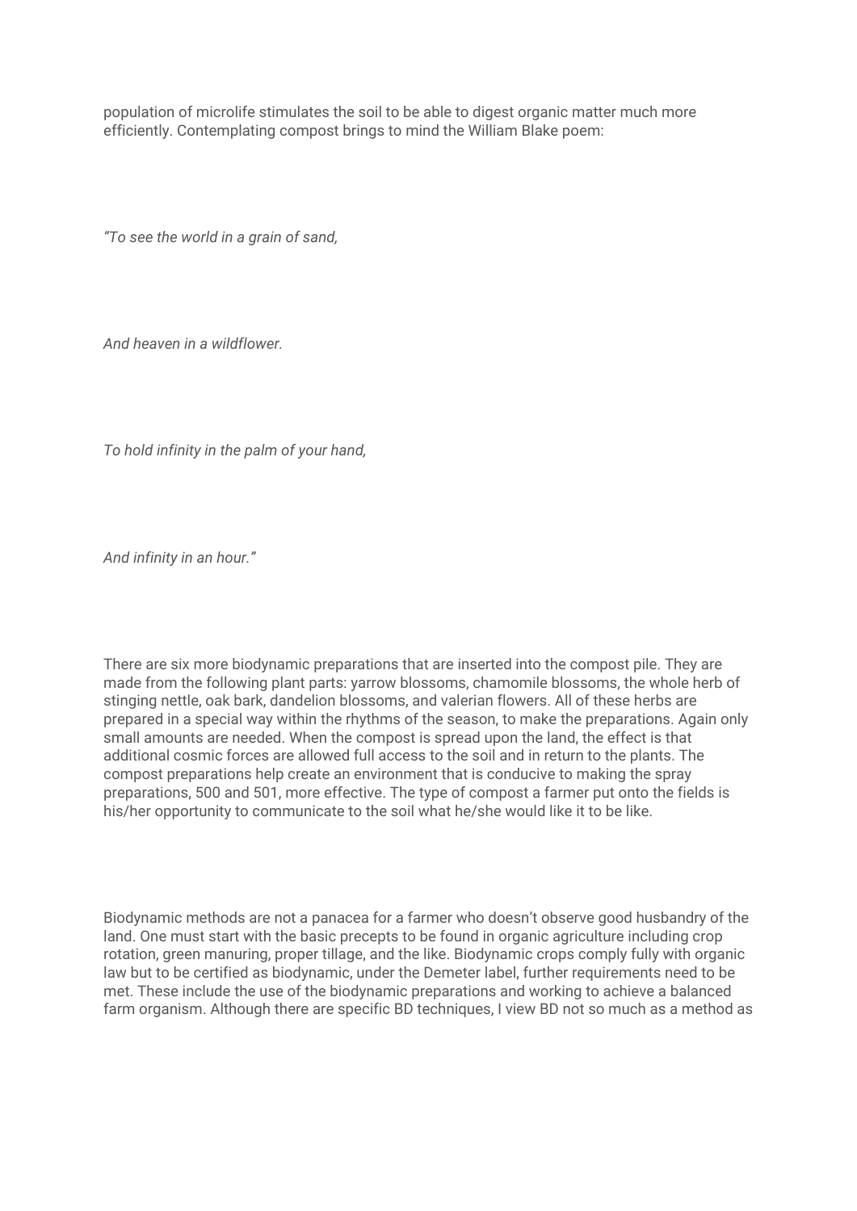population of microlife stimulates the soil to be able to digest organic matter much more efficiently. Contemplating compost brings to mind the William Blake poem:

*"To see the world in a grain of sand,*

*And heaven in a wildflower.*

*To hold infinity in the palm of your hand,*

*And infinity in an hour."*

There are six more biodynamic preparations that are inserted into the compost pile. They are made from the following plant parts: yarrow blossoms, chamomile blossoms, the whole herb of stinging nettle, oak bark, dandelion blossoms, and valerian flowers. All of these herbs are prepared in a special way within the rhythms of the season, to make the preparations. Again only small amounts are needed. When the compost is spread upon the land, the effect is that additional cosmic forces are allowed full access to the soil and in return to the plants. The compost preparations help create an environment that is conducive to making the spray preparations, 500 and 501, more effective. The type of compost a farmer put onto the fields is his/her opportunity to communicate to the soil what he/she would like it to be like.

Biodynamic methods are not a panacea for a farmer who doesn't observe good husbandry of the land. One must start with the basic precepts to be found in organic agriculture including crop rotation, green manuring, proper tillage, and the like. Biodynamic crops comply fully with organic law but to be certified as biodynamic, under the Demeter label, further requirements need to be met. These include the use of the biodynamic preparations and working to achieve a balanced farm organism. Although there are specific BD techniques, I view BD not so much as a method as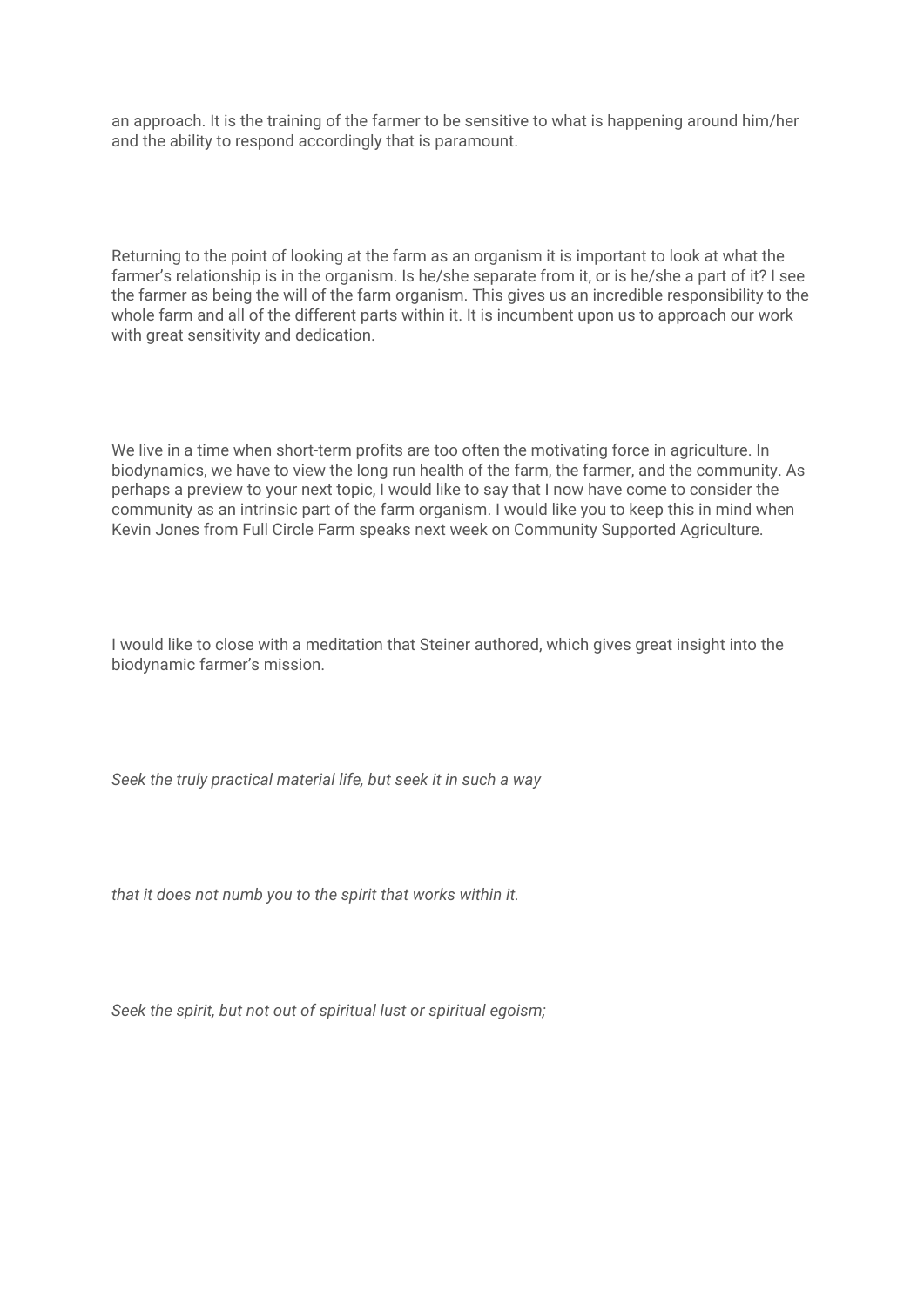an approach. It is the training of the farmer to be sensitive to what is happening around him/her and the ability to respond accordingly that is paramount.

Returning to the point of looking at the farm as an organism it is important to look at what the farmer's relationship is in the organism. Is he/she separate from it, or is he/she a part of it? I see the farmer as being the will of the farm organism. This gives us an incredible responsibility to the whole farm and all of the different parts within it. It is incumbent upon us to approach our work with great sensitivity and dedication.

We live in a time when short-term profits are too often the motivating force in agriculture. In biodynamics, we have to view the long run health of the farm, the farmer, and the community. As perhaps a preview to your next topic, I would like to say that I now have come to consider the community as an intrinsic part of the farm organism. I would like you to keep this in mind when Kevin Jones from Full Circle Farm speaks next week on Community Supported Agriculture.

I would like to close with a meditation that Steiner authored, which gives great insight into the biodynamic farmer's mission.

*Seek the truly practical material life, but seek it in such a way*

*that it does not numb you to the spirit that works within it.*

*Seek the spirit, but not out of spiritual lust or spiritual egoism;*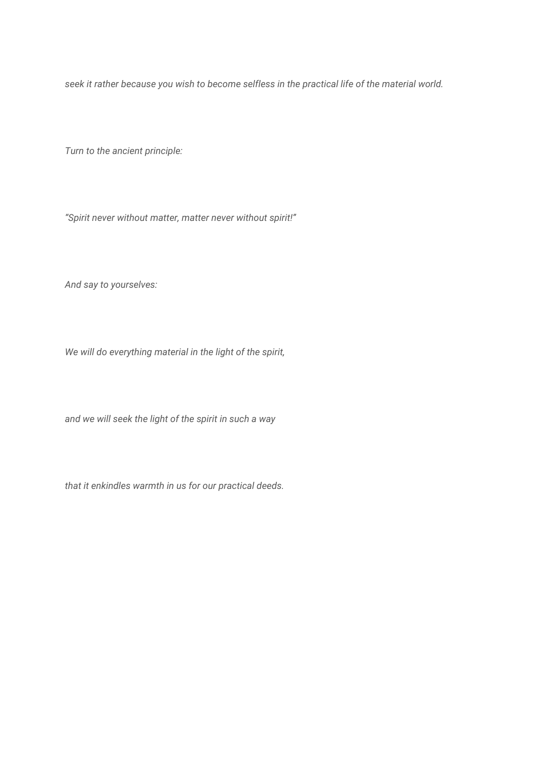*seek it rather because you wish to become selfless in the practical life of the material world.*

*Turn to the ancient principle:*

*“Spirit never without matter, matter never without spirit!”*

*And say to yourselves:*

*We will do everything material in the light of the spirit,*

*and we will seek the light of the spirit in such a way*

*that it enkindles warmth in us for our practical deeds.*